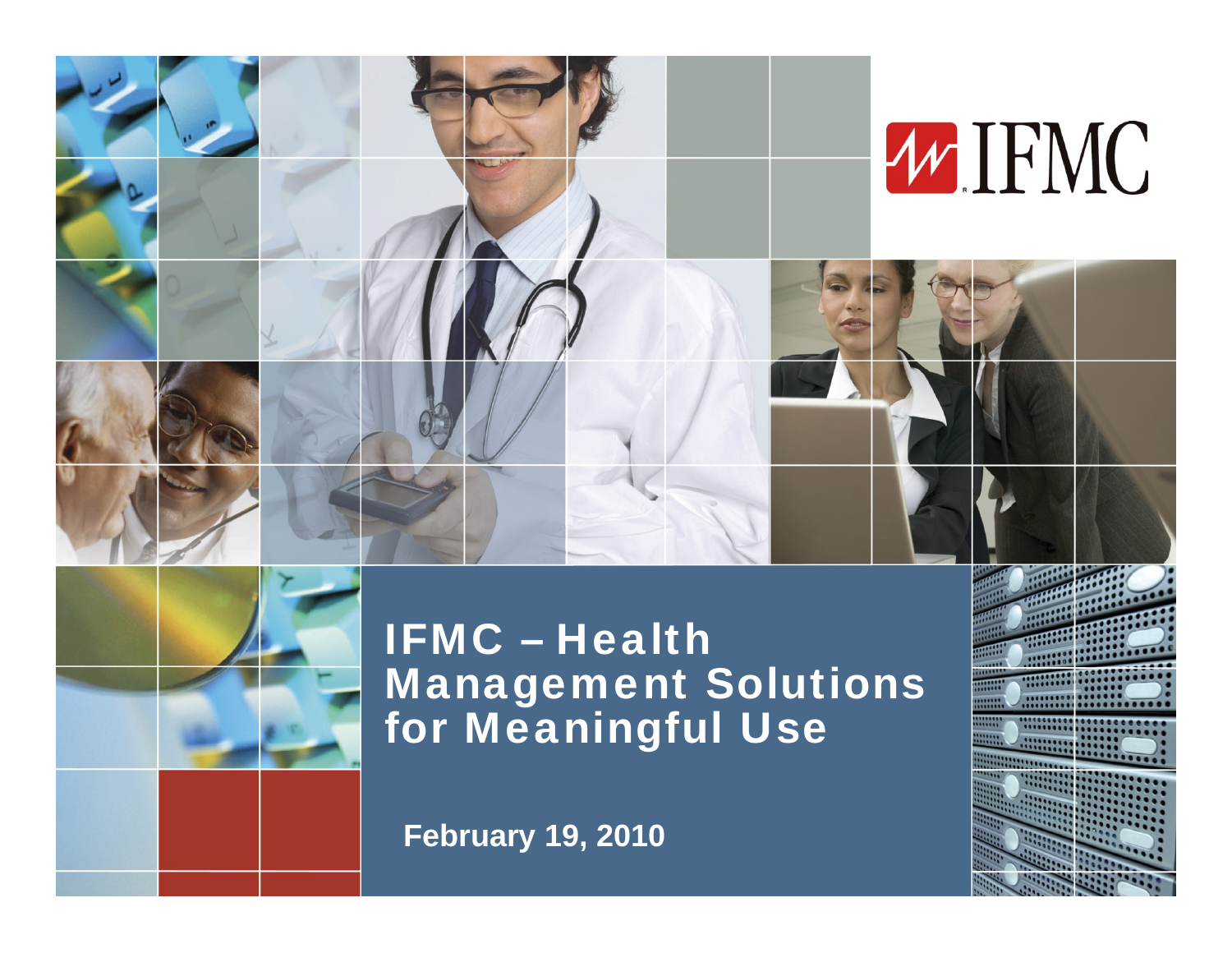IFMC

# IFMC – Health Management Solutions for Meaningful Use

**February 19, 2010**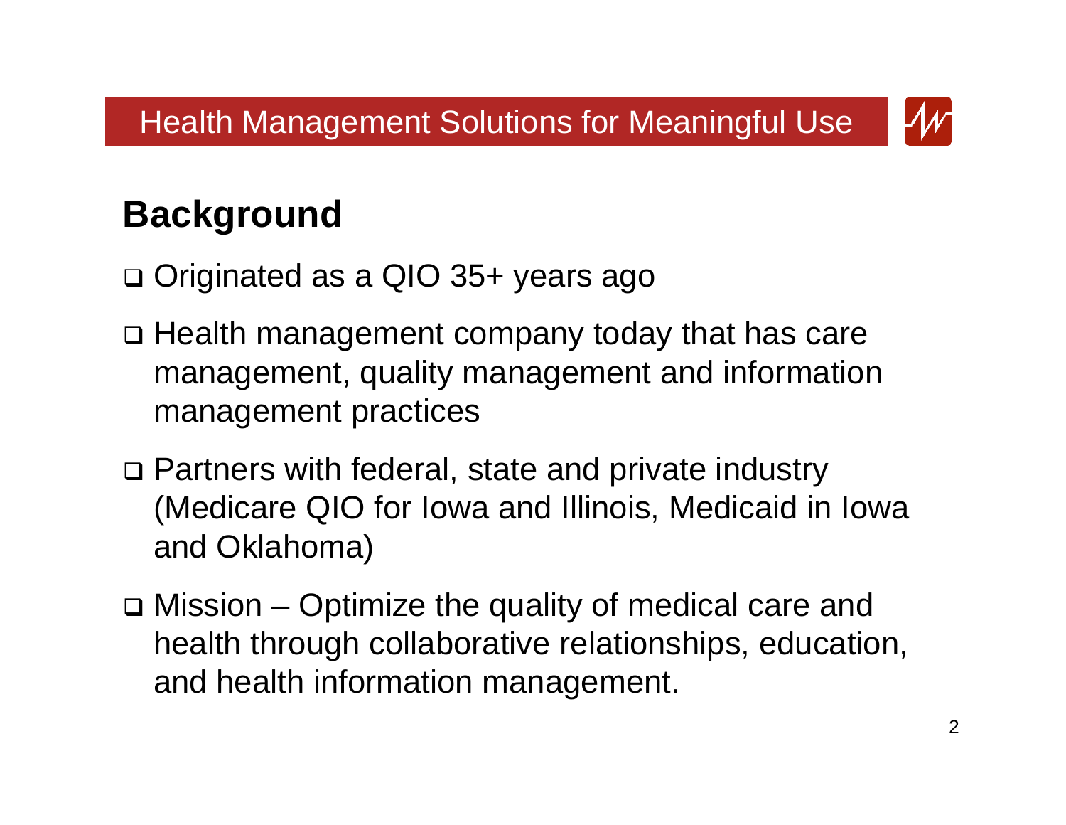Health Management Solutions for Meaningful Use

## Background

- Originated as a QIO 35+ years ago
- Health management company today that has care management, quality management and information management practices
- Partners with federal, state and private industry (Medicare QIO for Iowa and Illinois, Medicaid in Iowa and Oklahoma)
- Mission – Optimize the quality of medical care and health through collaborative relationships, education, and health information management.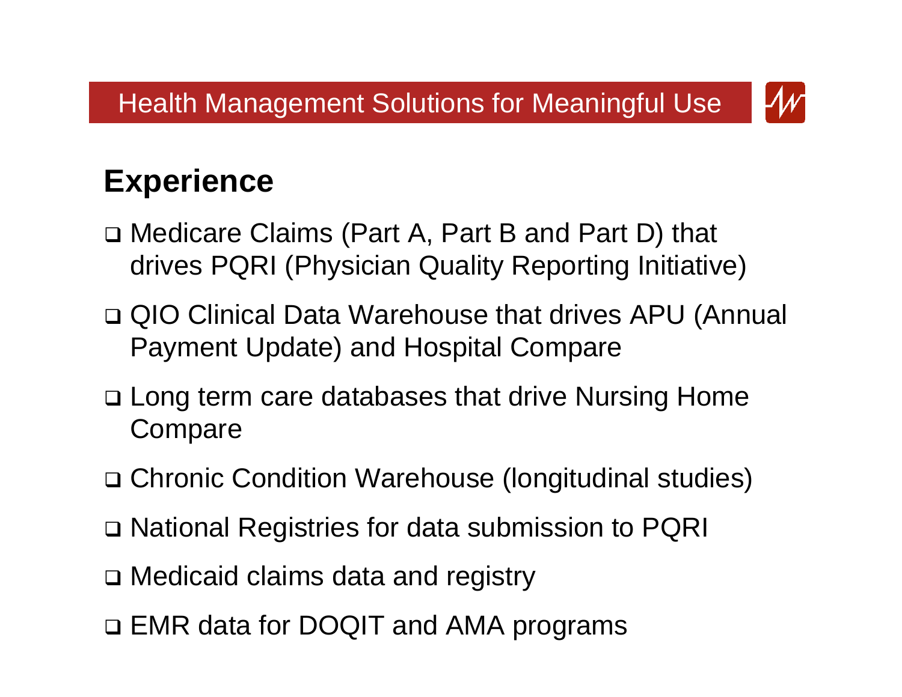Health Management Solutions for Meaningful Use

## Experience

- Medicare Claims (Part A, Part B and Part D) that drives PQRI (Physician Quality Reporting Initiative)
- QIO Clinical Data Warehouse that drives APU (Annual Payment Update) and Hospital Compare
- Long term care databases that drive Nursing Home Compare
- Chronic Condition Warehouse (longitudinal studies)
- National Registries for data submission to PQRI
- Medicaid claims data and registry
- EMR data for DOQIT and AMA programs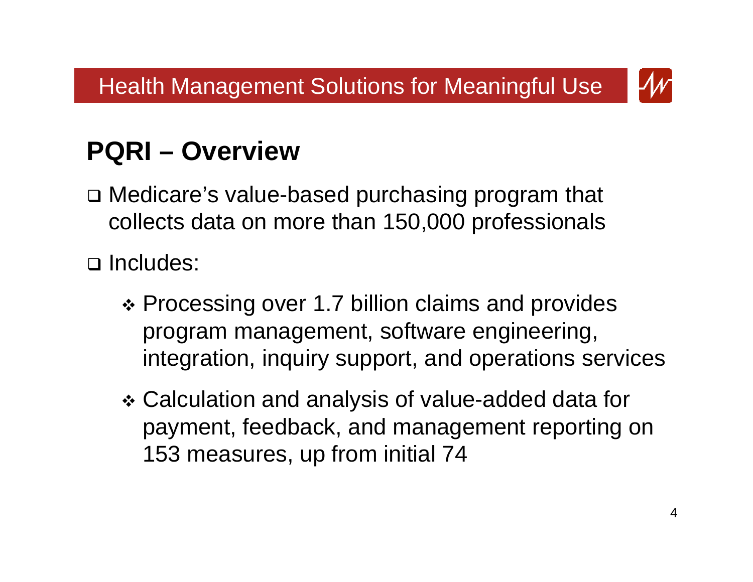# PQRI – Overview

- Medicare's value-based purchasing program that collects data on more than 150,000 professionals
- Includes:
  - Processing over 1.7 billion claims and provides program management, software engineering, integration, inquiry support, and operations services
  - Calculation and analysis of value-added data for payment, feedback, and management reporting on 153 measures, up from initial 74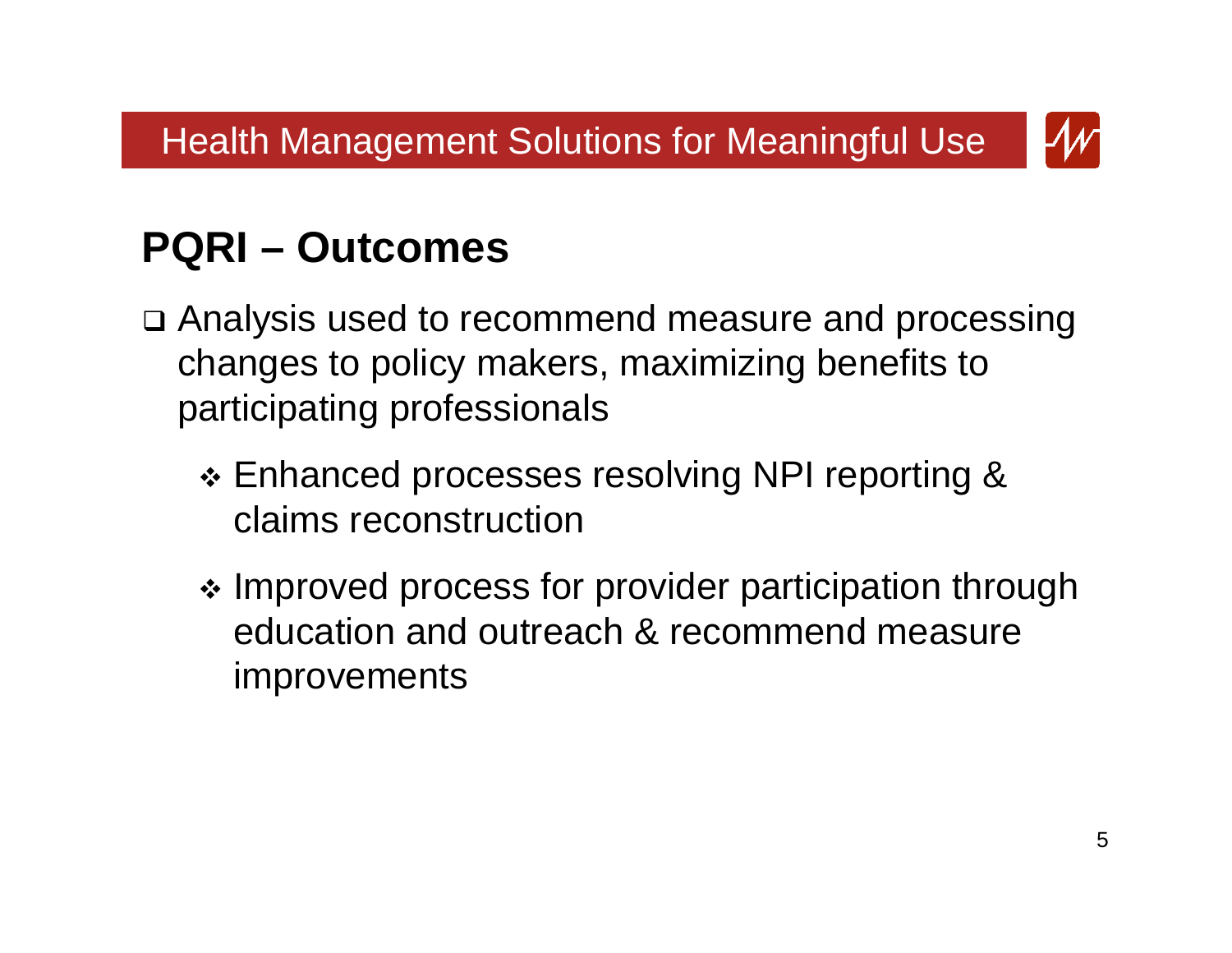Health Management Solutions for Meaningful Use

## PQRI – Outcomes

- Analysis used to recommend measure and processing changes to policy makers, maximizing benefits to participating professionals
  - Enhanced processes resolving NPI reporting & claims reconstruction
  - Improved process for provider participation through education and outreach & recommend measure improvements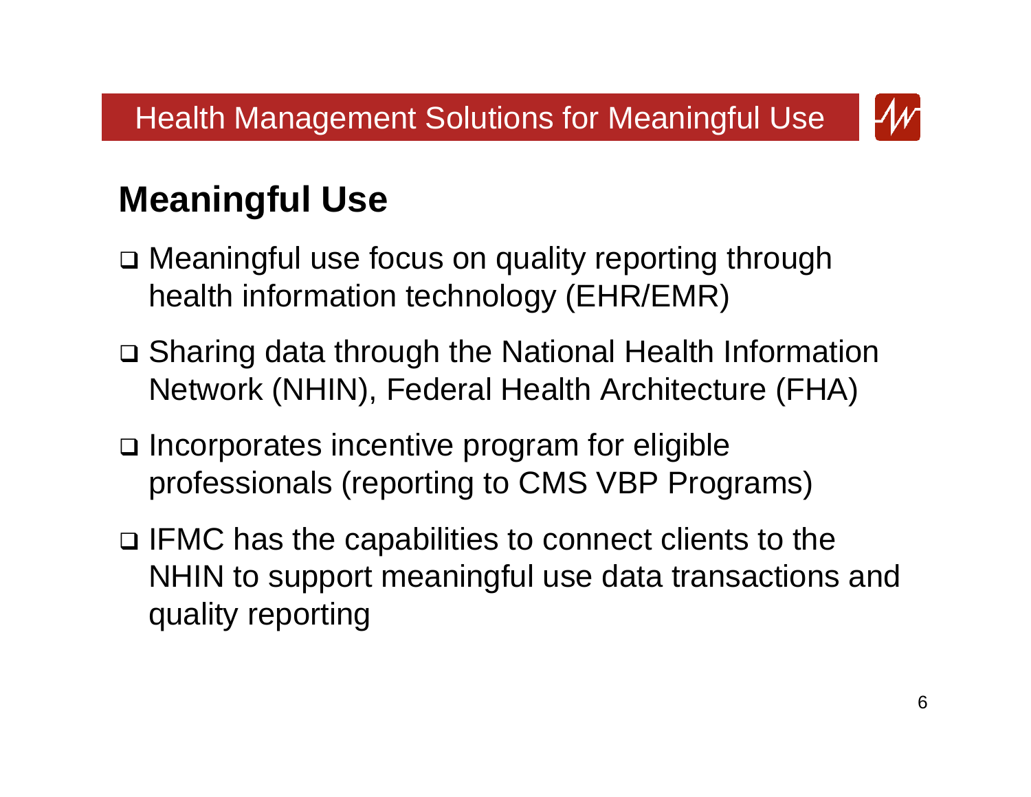Health Management Solutions for Meaningful Use

## Meaningful Use

- Meaningful use focus on quality reporting through health information technology (EHR/EMR)
- Sharing data through the National Health Information Network (NHIN), Federal Health Architecture (FHA)
- Incorporates incentive program for eligible professionals (reporting to CMS VBP Programs)
- IFMC has the capabilities to connect clients to the NHIN to support meaningful use data transactions and quality reporting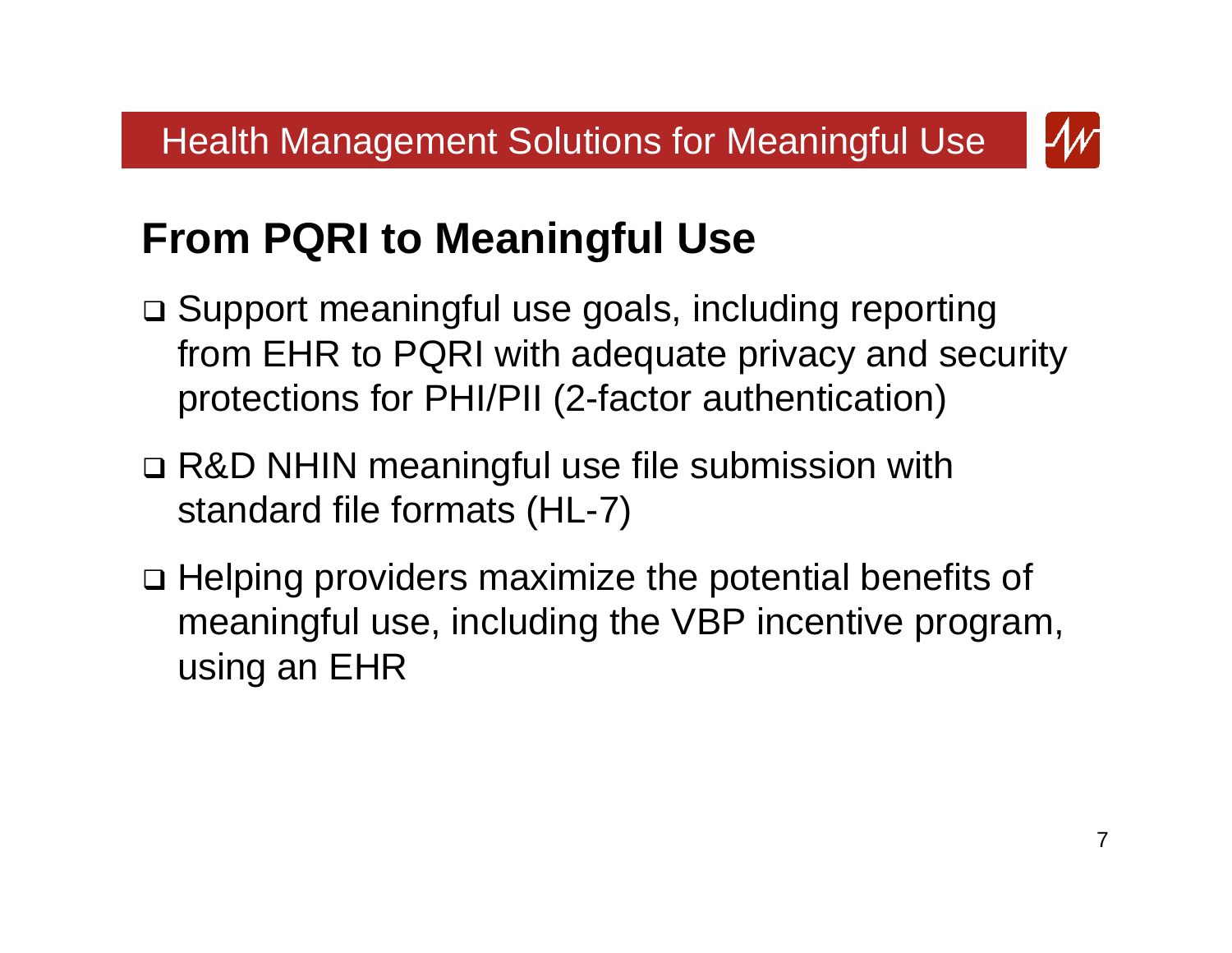# From PQRI to Meaningful Use

- Support meaningful use goals, including reporting from EHR to PQRI with adequate privacy and security protections for PHI/PII (2-factor authentication)
- R&D NHIN meaningful use file submission with standard file formats (HL-7)
- Helping providers maximize the potential benefits of meaningful use, including the VBP incentive program, using an EHR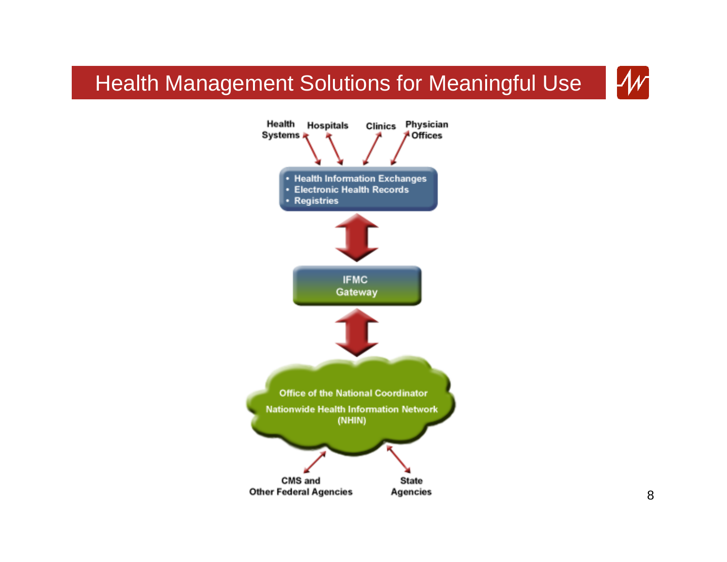# Health Management Solutions for Meaningful Use

Health Systems

Hospitals

Clinics

Physician Offices

- Health Information Exchanges
- Electronic Health Records
- Registries

IFMC Gateway

Office of the National Coordinator

Nationwide Health Information Network (NHIN)

CMS and Other Federal Agencies

State Agencies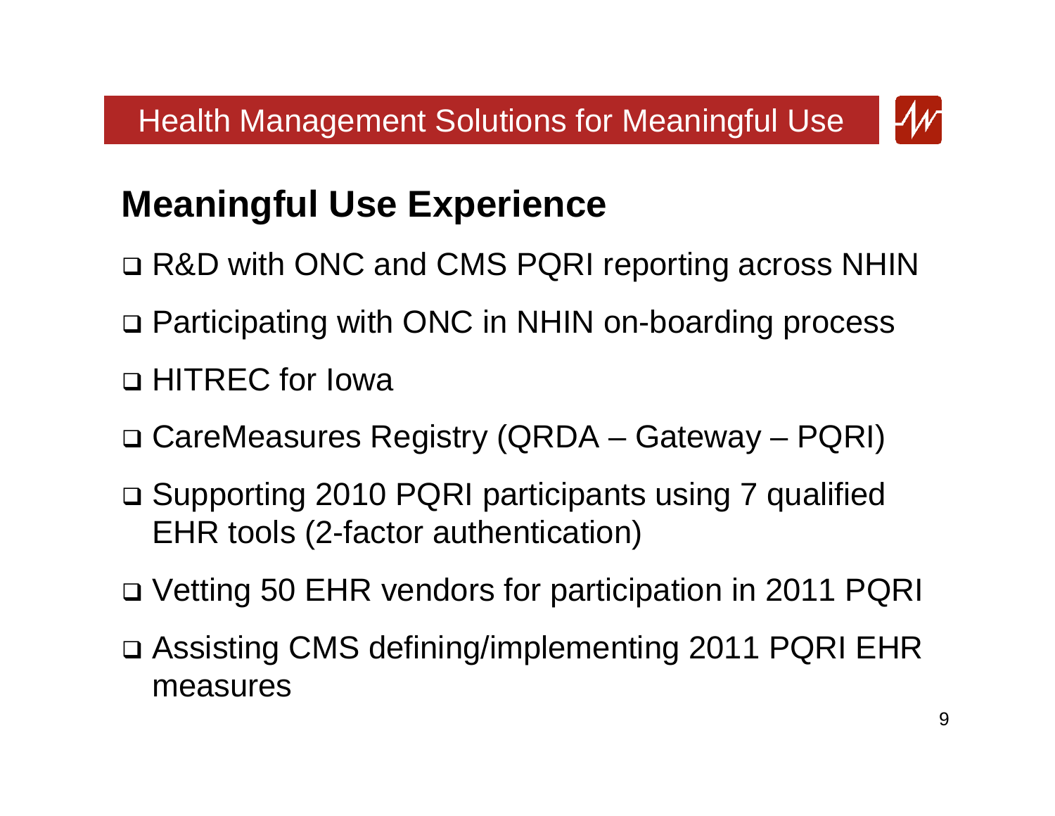Health Management Solutions for Meaningful Use

## Meaningful Use Experience

- R&D with ONC and CMS PQRI reporting across NHIN
- Participating with ONC in NHIN on-boarding process
- HITREC for Iowa
- CareMeasures Registry (QRDA – Gateway – PQRI)
- Supporting 2010 PQRI participants using 7 qualified EHR tools (2-factor authentication)
- Vetting 50 EHR vendors for participation in 2011 PQRI
- Assisting CMS defining/implementing 2011 PQRI EHR measures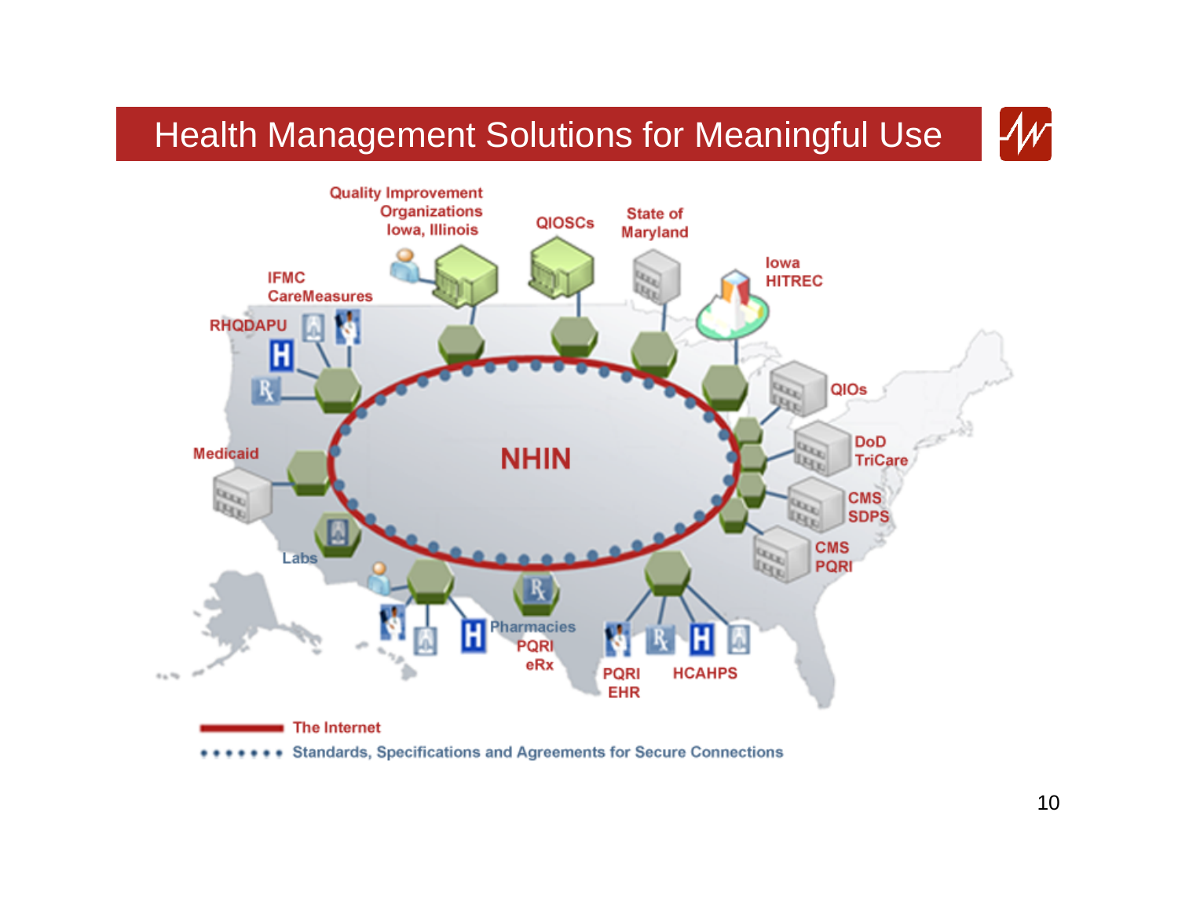# Health Management Solutions for Meaningful Use

Quality Improvement Organizations Iowa, Illinois

QIOSCs

State of Maryland

Iowa HITREC

IFMC CareMeasures

RHQDAPU

QIOs

DoD TriCare

Medicaid

NHIN

CMS SDPS

CMS PQRI

Labs

Pharmacies PQRI eRx

PQRI EHR

HCAHPS

The Internet

Standards, Specifications and Agreements for Secure Connections